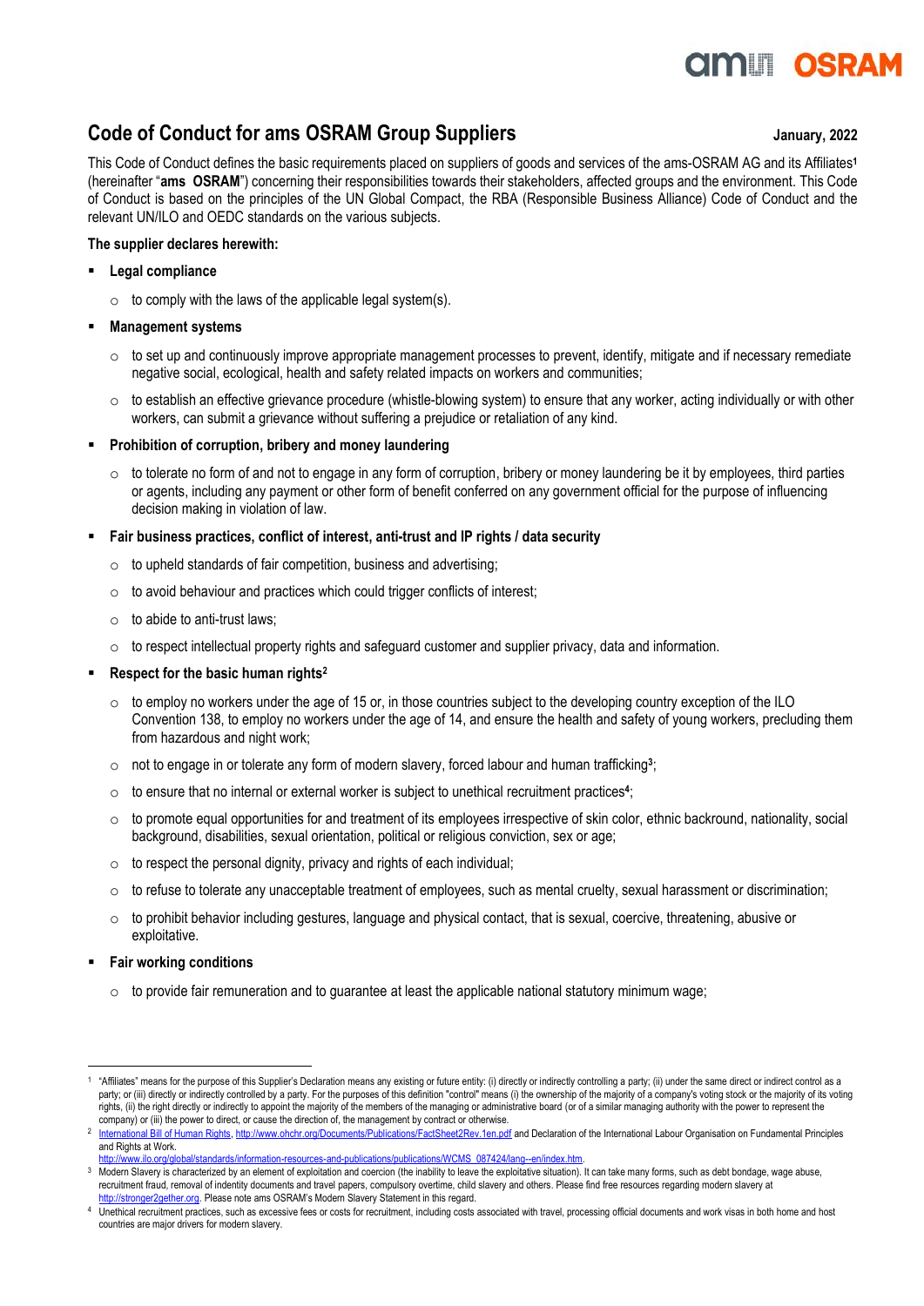# Code of Conduct for ams OSRAM Group Suppliers

January, 2022

This Code of Conduct defines the basic requirements placed on suppliers of goods and services of the ams-OSRAM AG and its Affiliates[1] (hereinafter "**ams OSRAM**") concerning their responsibilities towards their stakeholders, affected groups and the environment. This Code of Conduct is based on the principles of the UN Global Compact, the RBA (Responsible Business Alliance) Code of Conduct and the relevant UN/ILO and OEDC standards on the various subjects.

**The supplier declares herewith:**

- **Legal compliance**
  - to comply with the laws of the applicable legal system(s).
- **Management systems**
  - to set up and continuously improve appropriate management processes to prevent, identify, mitigate and if necessary remediate negative social, ecological, health and safety related impacts on workers and communities;
  - to establish an effective grievance procedure (whistle-blowing system) to ensure that any worker, acting individually or with other workers, can submit a grievance without suffering a prejudice or retaliation of any kind.
- **Prohibition of corruption, bribery and money laundering**
  - to tolerate no form of and not to engage in any form of corruption, bribery or money laundering be it by employees, third parties or agents, including any payment or other form of benefit conferred on any government official for the purpose of influencing decision making in violation of law.
- **Fair business practices, conflict of interest, anti-trust and IP rights / data security**
  - to upheld standards of fair competition, business and advertising;
  - to avoid behaviour and practices which could trigger conflicts of interest;
  - to abide to anti-trust laws;
  - to respect intellectual property rights and safeguard customer and supplier privacy, data and information.
- **Respect for the basic human rights[2]**
  - to employ no workers under the age of 15 or, in those countries subject to the developing country exception of the ILO Convention 138, to employ no workers under the age of 14, and ensure the health and safety of young workers, precluding them from hazardous and night work;
  - not to engage in or tolerate any form of modern slavery, forced labour and human trafficking[3];
  - to ensure that no internal or external worker is subject to unethical recruitment practices[4];
  - to promote equal opportunities for and treatment of its employees irrespective of skin color, ethnic backround, nationality, social background, disabilities, sexual orientation, political or religious conviction, sex or age;
  - to respect the personal dignity, privacy and rights of each individual;
  - to refuse to tolerate any unacceptable treatment of employees, such as mental cruelty, sexual harassment or discrimination;
  - to prohibit behavior including gestures, language and physical contact, that is sexual, coercive, threatening, abusive or exploitative.
- **Fair working conditions**
  - to provide fair remuneration and to guarantee at least the applicable national statutory minimum wage;

---

[1] "Affiliates" means for the purpose of this Supplier's Declaration means any existing or future entity: (i) directly or indirectly controlling a party; (ii) under the same direct or indirect control as a party; or (iii) directly or indirectly controlled by a party. For the purposes of this definition "control" means (i) the ownership of the majority of a company's voting stock or the majority of its voting rights, (ii) the right directly or indirectly to appoint the majority of the members of the managing or administrative board (or of a similar managing authority with the power to represent the company) or (iii) the power to direct, or cause the direction of, the management by contract or otherwise.

[2] International Bill of Human Rights, http://www.ohchr.org/Documents/Publications/FactSheet2Rev.1en.pdf and Declaration of the International Labour Organisation on Fundamental Principles and Rights at Work. http://www.ilo.org/global/standards/information-resources-and-publications/publications/WCMS_087424/lang--en/index.htm.

[3] Modern Slavery is characterized by an element of exploitation and coercion (the inability to leave the exploitative situation). It can take many forms, such as debt bondage, wage abuse, recruitment fraud, removal of indentity documents and travel papers, compulsory overtime, child slavery and others. Please find free resources regarding modern slavery at http://stronger2gether.org. Please note ams OSRAM's Modern Slavery Statement in this regard.

[4] Unethical recruitment practices, such as excessive fees or costs for recruitment, including costs associated with travel, processing official documents and work visas in both home and host countries are major drivers for modern slavery.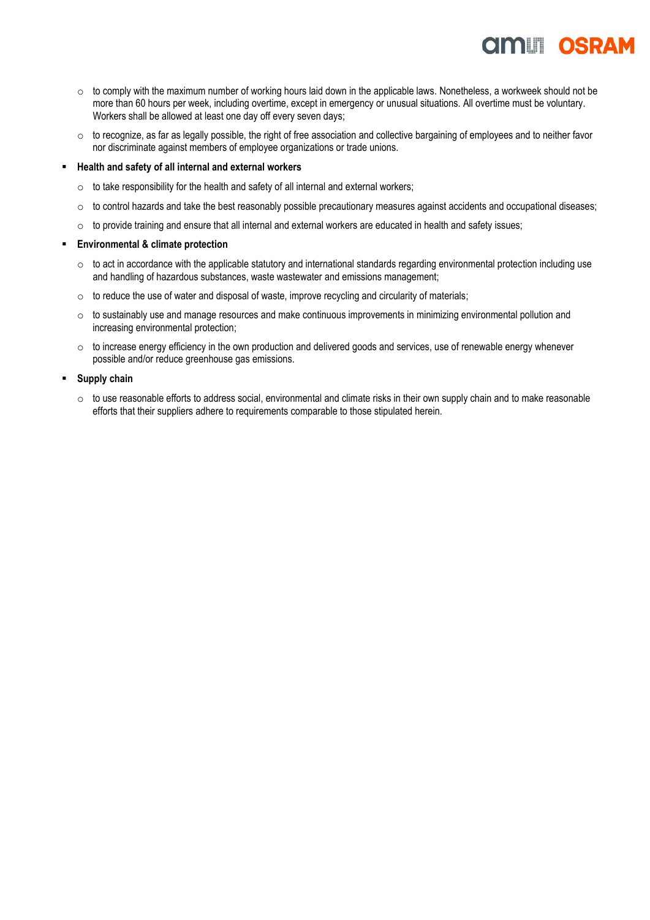- to comply with the maximum number of working hours laid down in the applicable laws. Nonetheless, a workweek should not be more than 60 hours per week, including overtime, except in emergency or unusual situations. All overtime must be voluntary. Workers shall be allowed at least one day off every seven days;
  - to recognize, as far as legally possible, the right of free association and collective bargaining of employees and to neither favor nor discriminate against members of employee organizations or trade unions.

- **Health and safety of all internal and external workers**
  - to take responsibility for the health and safety of all internal and external workers;
  - to control hazards and take the best reasonably possible precautionary measures against accidents and occupational diseases;
  - to provide training and ensure that all internal and external workers are educated in health and safety issues;

- **Environmental & climate protection**
  - to act in accordance with the applicable statutory and international standards regarding environmental protection including use and handling of hazardous substances, waste wastewater and emissions management;
  - to reduce the use of water and disposal of waste, improve recycling and circularity of materials;
  - to sustainably use and manage resources and make continuous improvements in minimizing environmental pollution and increasing environmental protection;
  - to increase energy efficiency in the own production and delivered goods and services, use of renewable energy whenever possible and/or reduce greenhouse gas emissions.

- **Supply chain**
  - to use reasonable efforts to address social, environmental and climate risks in their own supply chain and to make reasonable efforts that their suppliers adhere to requirements comparable to those stipulated herein.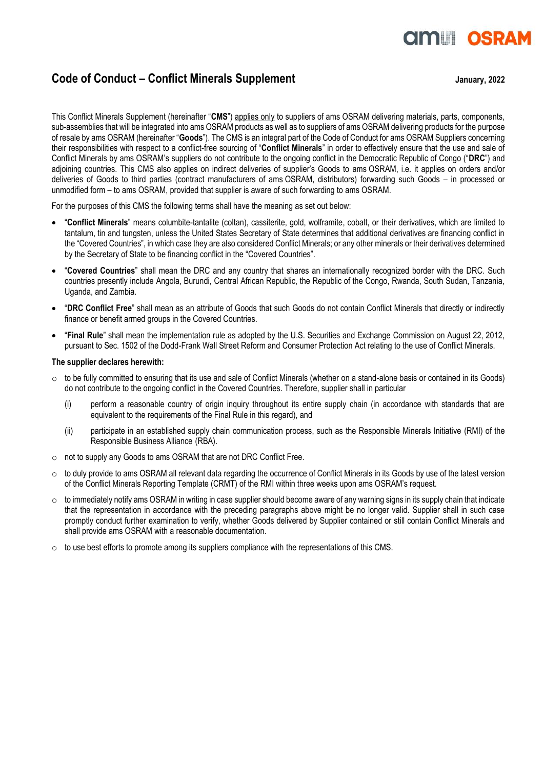## Code of Conduct – Conflict Minerals Supplement

**January, 2022**

This Conflict Minerals Supplement (hereinafter "**CMS**") applies only to suppliers of ams OSRAM delivering materials, parts, components, sub-assemblies that will be integrated into ams OSRAM products as well as to suppliers of ams OSRAM delivering products for the purpose of resale by ams OSRAM (hereinafter "**Goods**"). The CMS is an integral part of the Code of Conduct for ams OSRAM Suppliers concerning their responsibilities with respect to a conflict-free sourcing of "**Conflict Minerals**" in order to effectively ensure that the use and sale of Conflict Minerals by ams OSRAM's suppliers do not contribute to the ongoing conflict in the Democratic Republic of Congo ("**DRC**") and adjoining countries. This CMS also applies on indirect deliveries of supplier's Goods to ams OSRAM, i.e. it applies on orders and/or deliveries of Goods to third parties (contract manufacturers of ams OSRAM, distributors) forwarding such Goods – in processed or unmodified form – to ams OSRAM, provided that supplier is aware of such forwarding to ams OSRAM.

For the purposes of this CMS the following terms shall have the meaning as set out below:

- "**Conflict Minerals**" means columbite-tantalite (coltan), cassiterite, gold, wolframite, cobalt, or their derivatives, which are limited to tantalum, tin and tungsten, unless the United States Secretary of State determines that additional derivatives are financing conflict in the "Covered Countries", in which case they are also considered Conflict Minerals; or any other minerals or their derivatives determined by the Secretary of State to be financing conflict in the "Covered Countries".
- "**Covered Countries**" shall mean the DRC and any country that shares an internationally recognized border with the DRC. Such countries presently include Angola, Burundi, Central African Republic, the Republic of the Congo, Rwanda, South Sudan, Tanzania, Uganda, and Zambia.
- "**DRC Conflict Free**" shall mean as an attribute of Goods that such Goods do not contain Conflict Minerals that directly or indirectly finance or benefit armed groups in the Covered Countries.
- "**Final Rule**" shall mean the implementation rule as adopted by the U.S. Securities and Exchange Commission on August 22, 2012, pursuant to Sec. 1502 of the Dodd-Frank Wall Street Reform and Consumer Protection Act relating to the use of Conflict Minerals.

**The supplier declares herewith:**

- to be fully committed to ensuring that its use and sale of Conflict Minerals (whether on a stand-alone basis or contained in its Goods) do not contribute to the ongoing conflict in the Covered Countries. Therefore, supplier shall in particular
  - (i) perform a reasonable country of origin inquiry throughout its entire supply chain (in accordance with standards that are equivalent to the requirements of the Final Rule in this regard), and
  - (ii) participate in an established supply chain communication process, such as the Responsible Minerals Initiative (RMI) of the Responsible Business Alliance (RBA).
- not to supply any Goods to ams OSRAM that are not DRC Conflict Free.
- to duly provide to ams OSRAM all relevant data regarding the occurrence of Conflict Minerals in its Goods by use of the latest version of the Conflict Minerals Reporting Template (CRMT) of the RMI within three weeks upon ams OSRAM's request.
- to immediately notify ams OSRAM in writing in case supplier should become aware of any warning signs in its supply chain that indicate that the representation in accordance with the preceding paragraphs above might be no longer valid. Supplier shall in such case promptly conduct further examination to verify, whether Goods delivered by Supplier contained or still contain Conflict Minerals and shall provide ams OSRAM with a reasonable documentation.
- to use best efforts to promote among its suppliers compliance with the representations of this CMS.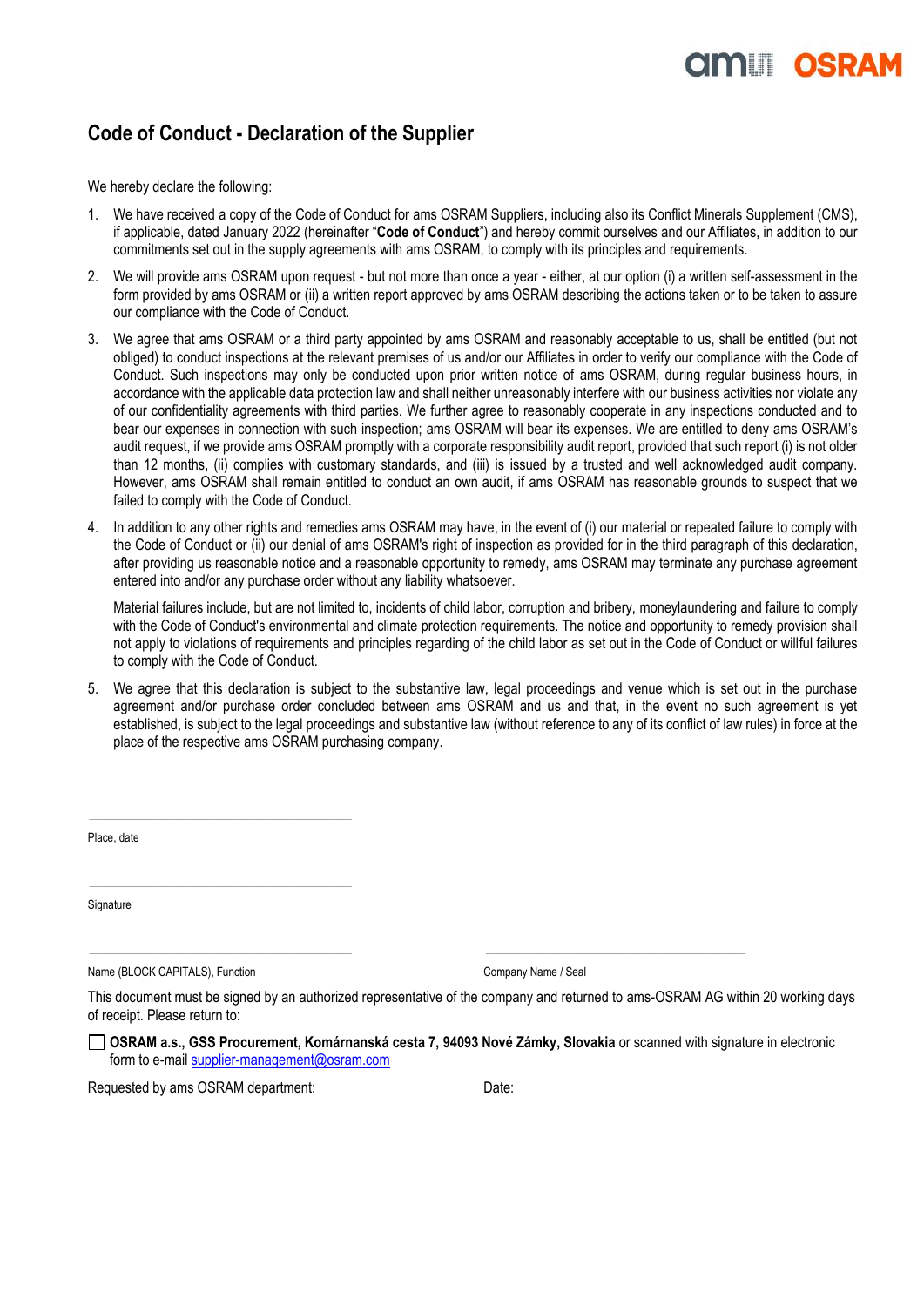# Code of Conduct - Declaration of the Supplier

We hereby declare the following:

1. We have received a copy of the Code of Conduct for ams OSRAM Suppliers, including also its Conflict Minerals Supplement (CMS), if applicable, dated January 2022 (hereinafter "**Code of Conduct**") and hereby commit ourselves and our Affiliates, in addition to our commitments set out in the supply agreements with ams OSRAM, to comply with its principles and requirements.

2. We will provide ams OSRAM upon request - but not more than once a year - either, at our option (i) a written self-assessment in the form provided by ams OSRAM or (ii) a written report approved by ams OSRAM describing the actions taken or to be taken to assure our compliance with the Code of Conduct.

3. We agree that ams OSRAM or a third party appointed by ams OSRAM and reasonably acceptable to us, shall be entitled (but not obliged) to conduct inspections at the relevant premises of us and/or our Affiliates in order to verify our compliance with the Code of Conduct. Such inspections may only be conducted upon prior written notice of ams OSRAM, during regular business hours, in accordance with the applicable data protection law and shall neither unreasonably interfere with our business activities nor violate any of our confidentiality agreements with third parties. We further agree to reasonably cooperate in any inspections conducted and to bear our expenses in connection with such inspection; ams OSRAM will bear its expenses. We are entitled to deny ams OSRAM's audit request, if we provide ams OSRAM promptly with a corporate responsibility audit report, provided that such report (i) is not older than 12 months, (ii) complies with customary standards, and (iii) is issued by a trusted and well acknowledged audit company. However, ams OSRAM shall remain entitled to conduct an own audit, if ams OSRAM has reasonable grounds to suspect that we failed to comply with the Code of Conduct.

4. In addition to any other rights and remedies ams OSRAM may have, in the event of (i) our material or repeated failure to comply with the Code of Conduct or (ii) our denial of ams OSRAM's right of inspection as provided for in the third paragraph of this declaration, after providing us reasonable notice and a reasonable opportunity to remedy, ams OSRAM may terminate any purchase agreement entered into and/or any purchase order without any liability whatsoever.

   Material failures include, but are not limited to, incidents of child labor, corruption and bribery, moneylaundering and failure to comply with the Code of Conduct's environmental and climate protection requirements. The notice and opportunity to remedy provision shall not apply to violations of requirements and principles regarding of the child labor as set out in the Code of Conduct or willful failures to comply with the Code of Conduct.

5. We agree that this declaration is subject to the substantive law, legal proceedings and venue which is set out in the purchase agreement and/or purchase order concluded between ams OSRAM and us and that, in the event no such agreement is yet established, is subject to the legal proceedings and substantive law (without reference to any of its conflict of law rules) in force at the place of the respective ams OSRAM purchasing company.

______________________________

Place, date

______________________________

Signature

______________________________ ______________________________

Name (BLOCK CAPITALS), Function Company Name / Seal

This document must be signed by an authorized representative of the company and returned to ams-OSRAM AG within 20 working days of receipt. Please return to:

☐ **OSRAM a.s., GSS Procurement, Komárnanská cesta 7, 94093 Nové Zámky, Slovakia** or scanned with signature in electronic form to e-mail supplier-management@osram.com

Requested by ams OSRAM department: Date: